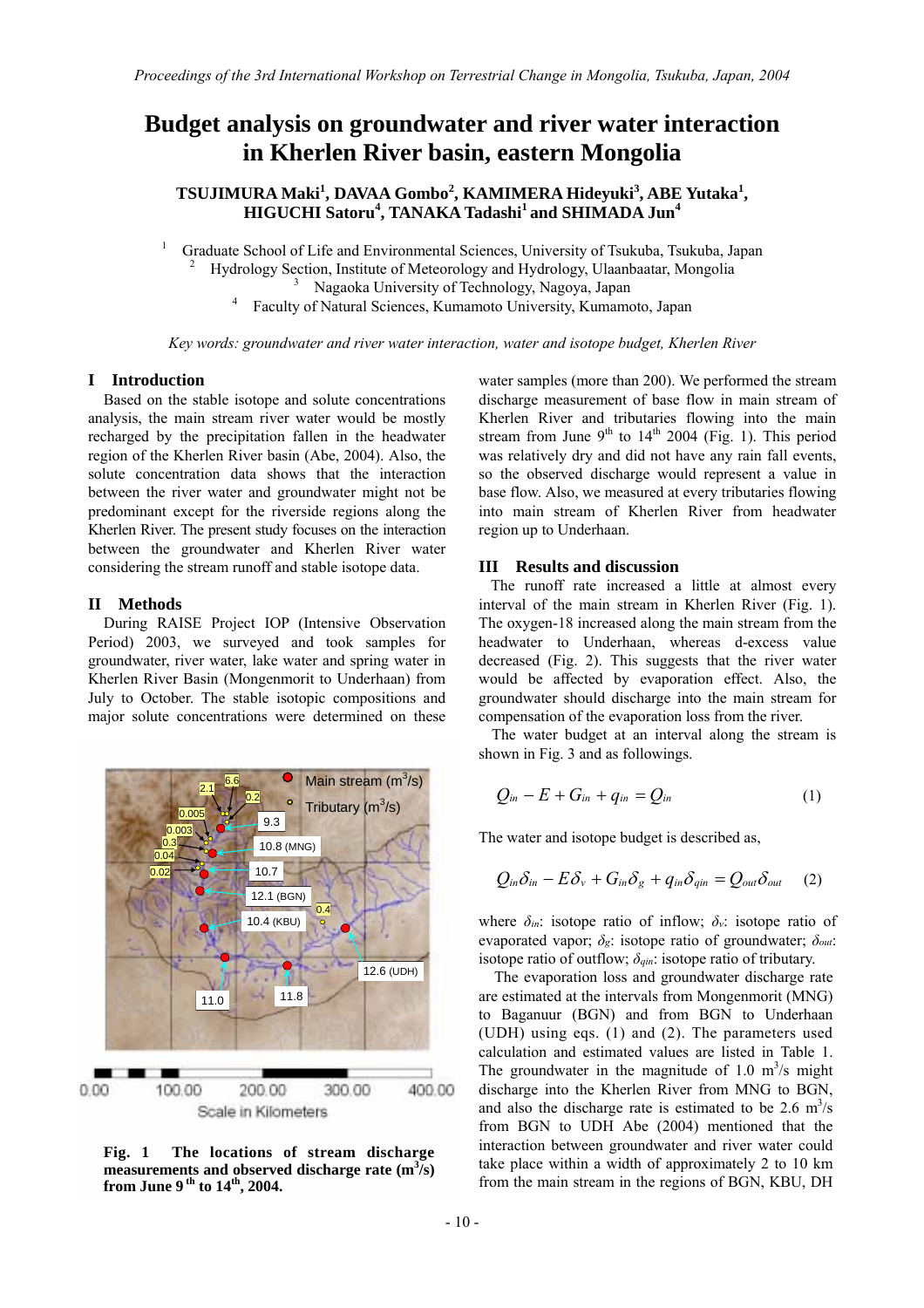# Budget analysis on groundwater and river water interaction in Kherlen River basin, eastern Mongolia

**TSUJIMURA Maki[1], DAVAA Gombo[2], KAMIMERA Hideyuki[3], ABE Yutaka[1], HIGUCHI Satoru[4], TANAKA Tadashi[1] and SHIMADA Jun[4]**

[1] Graduate School of Life and Environmental Sciences, University of Tsukuba, Tsukuba, Japan
[2] Hydrology Section, Institute of Meteorology and Hydrology, Ulaanbaatar, Mongolia
[3] Nagaoka University of Technology, Nagoya, Japan
[4] Faculty of Natural Sciences, Kumamoto University, Kumamoto, Japan

*Key words: groundwater and river water interaction, water and isotope budget, Kherlen River*

## I Introduction

Based on the stable isotope and solute concentrations analysis, the main stream river water would be mostly recharged by the precipitation fallen in the headwater region of the Kherlen River basin (Abe, 2004). Also, the solute concentration data shows that the interaction between the river water and groundwater might not be predominant except for the riverside regions along the Kherlen River. The present study focuses on the interaction between the groundwater and Kherlen River water considering the stream runoff and stable isotope data.

## II Methods

During RAISE Project IOP (Intensive Observation Period) 2003, we surveyed and took samples for groundwater, river water, lake water and spring water in Kherlen River Basin (Mongenmorit to Underhaan) from July to October. The stable isotopic compositions and major solute concentrations were determined on these water samples (more than 200). We performed the stream discharge measurement of base flow in main stream of Kherlen River and tributaries flowing into the main stream from June 9th to 14th 2004 (Fig. 1). This period was relatively dry and did not have any rain fall events, so the observed discharge would represent a value in base flow. Also, we measured at every tributaries flowing into main stream of Kherlen River from headwater region up to Underhaan.

**Fig. 1 The locations of stream discharge measurements and observed discharge rate ($m^3/s$) from June 9th to 14th, 2004.**

## III Results and discussion

The runoff rate increased a little at almost every interval of the main stream in Kherlen River (Fig. 1). The oxygen-18 increased along the main stream from the headwater to Underhaan, whereas d-excess value decreased (Fig. 2). This suggests that the river water would be affected by evaporation effect. Also, the groundwater should discharge into the main stream for compensation of the evaporation loss from the river.

The water budget at an interval along the stream is shown in Fig. 3 and as followings.

$$Q_{in} - E + G_{in} + q_{in} = Q_{in} \quad (1)$$

The water and isotope budget is described as,

$$Q_{in}\delta_{in} - E\delta_v + G_{in}\delta_g + q_{in}\delta_{qin} = Q_{out}\delta_{out} \quad (2)$$

where $\delta_{in}$: isotope ratio of inflow; $\delta_v$: isotope ratio of evaporated vapor; $\delta_g$: isotope ratio of groundwater; $\delta_{out}$: isotope ratio of outflow; $\delta_{qin}$: isotope ratio of tributary.

The evaporation loss and groundwater discharge rate are estimated at the intervals from Mongenmorit (MNG) to Baganuur (BGN) and from BGN to Underhaan (UDH) using eqs. (1) and (2). The parameters used calculation and estimated values are listed in Table 1. The groundwater in the magnitude of 1.0 $m^3/s$ might discharge into the Kherlen River from MNG to BGN, and also the discharge rate is estimated to be 2.6 $m^3/s$ from BGN to UDH Abe (2004) mentioned that the interaction between groundwater and river water could take place within a width of approximately 2 to 10 km from the main stream in the regions of BGN, KBU, DH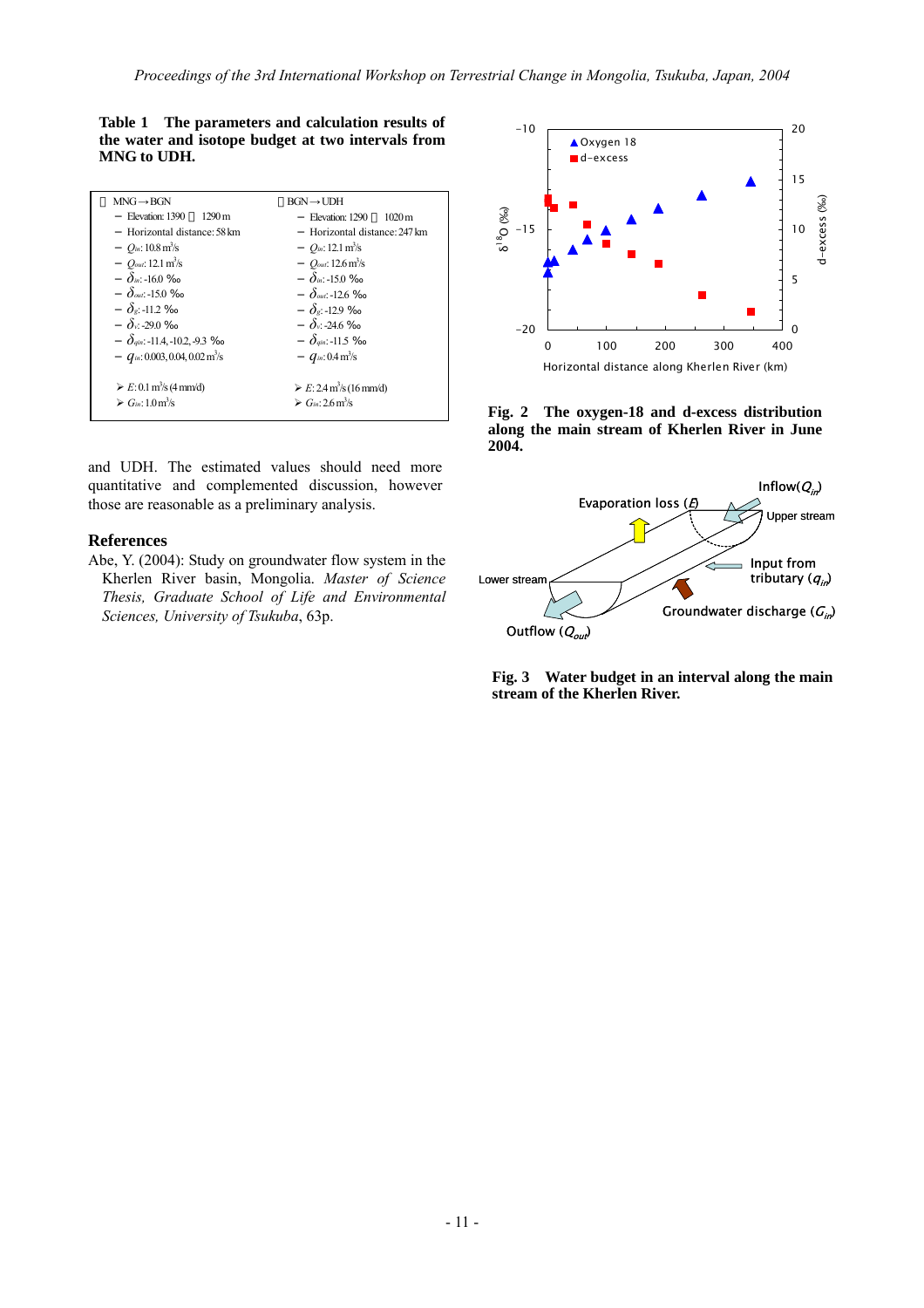**Table 1 The parameters and calculation results of the water and isotope budget at two intervals from MNG to UDH.**

| MNG→BGN | BGN→UDH |
|---|---|
| − Elevation: 1390 → 1290 m | − Elevation: 1290 → 1020 m |
| − Horizontal distance: 58 km | − Horizontal distance: 247 km |
| − $Q_{in}$: 10.8 m$^3$/s | − $Q_{in}$: 12.1 m$^3$/s |
| − $Q_{out}$: 12.1 m$^3$/s | − $Q_{out}$: 12.6 m$^3$/s |
| − $\delta_{in}$: -16.0 ‰ | − $\delta_{in}$: -15.0 ‰ |
| − $\delta_{out}$: -15.0 ‰ | − $\delta_{out}$: -12.6 ‰ |
| − $\delta_g$: -11.2 ‰ | − $\delta_g$: -12.9 ‰ |
| − $\delta_v$: -29.0 ‰ | − $\delta_v$: -24.6 ‰ |
| − $\delta_{qin}$: -11.4, -10.2, -9.3 ‰ | − $\delta_{qin}$: -11.5 ‰ |
| − $q_{in}$: 0.003, 0.04, 0.02 m$^3$/s | − $q_{in}$: 0.4 m$^3$/s |
| ➢ $E$: 0.1 m$^3$/s (4 mm/d) | ➢ $E$: 2.4 m$^3$/s (16 mm/d) |
| ➢ $G_{in}$: 1.0 m$^3$/s | ➢ $G_{in}$: 2.6 m$^3$/s |

and UDH. The estimated values should need more quantitative and complemented discussion, however those are reasonable as a preliminary analysis.

## References

Abe, Y. (2004): Study on groundwater flow system in the Kherlen River basin, Mongolia. *Master of Science Thesis, Graduate School of Life and Environmental Sciences, University of Tsukuba*, 63p.

Oxygen 18
d-excess
-10
-15
-20
20
15
10
5
0
0
100
200
300
400
$\delta^{18}$O (‰)
d-excess (‰)
Horizontal distance along Kherlen River (km)

**Fig. 2 The oxygen-18 and d-excess distribution along the main stream of Kherlen River in June 2004.**

Inflow($Q_{in}$)
Evaporation loss ($E$)
Upper stream
Lower stream
Input from tributary ($q_{in}$)
Groundwater discharge ($G_{in}$)
Outflow ($Q_{out}$)

**Fig. 3 Water budget in an interval along the main stream of the Kherlen River.**